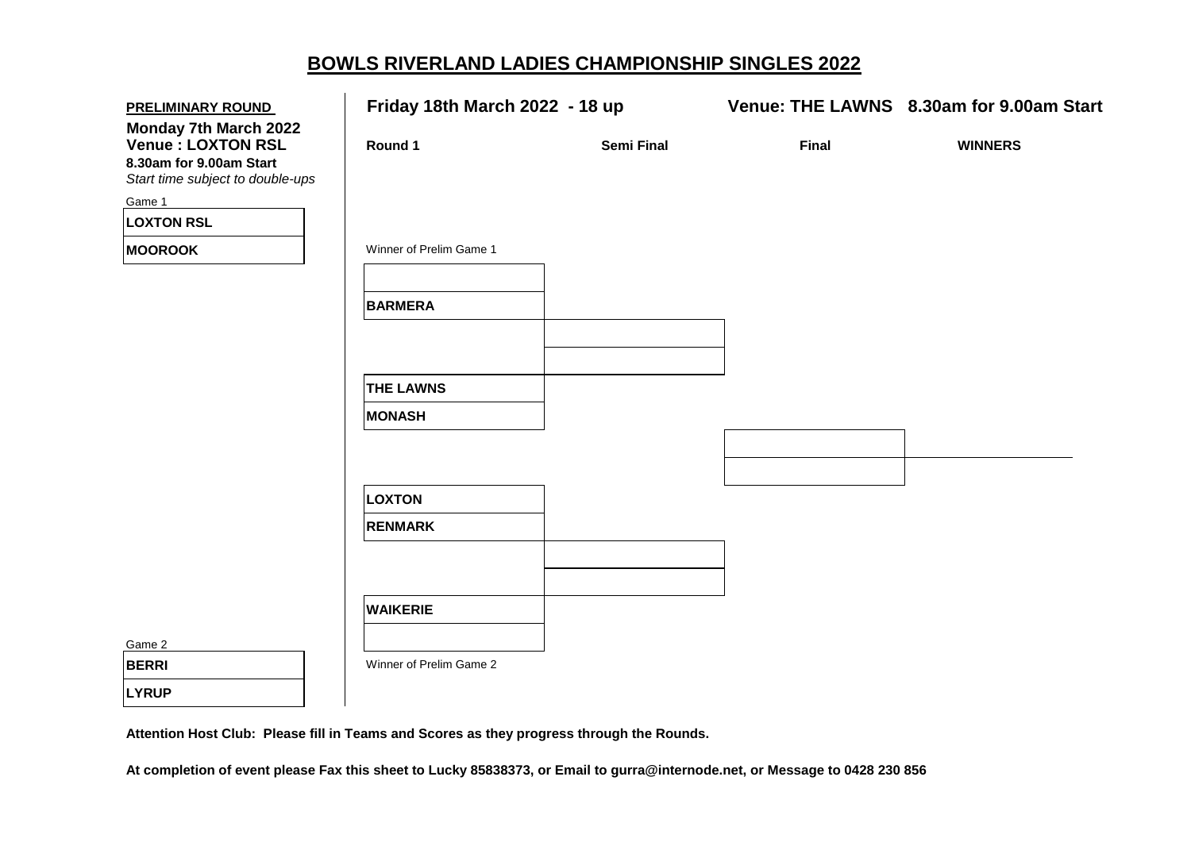# BOWLS RIVERLAND LADIES CHAMPIONSHIP SINGLES 2022

**PRELIMINARY ROUND**

**Monday 7th March 2022**
**Venue : LOXTON RSL**
**8.30am for 9.00am Start**
*Start time subject to double-ups*

Game 1

| |
|---|
| **LOXTON RSL** |
| **MOOROOK** |

Game 2

| |
|---|
| **BERRI** |
| **LYRUP** |

**Friday 18th March 2022 - 18 up** **Venue: THE LAWNS 8.30am for 9.00am Start**

| Round 1 | Semi Final | Final | WINNERS |
|---|---|---|---|
| Winner of Prelim Game 1 | | | |
| **BARMERA** | | | |
| **THE LAWNS** | | | |
| **MONASH** | | | |
| **LOXTON** | | | |
| **RENMARK** | | | |
| **WAIKERIE** | | | |
| Winner of Prelim Game 2 | | | |

**Attention Host Club: Please fill in Teams and Scores as they progress through the Rounds.**

**At completion of event please Fax this sheet to Lucky 85838373, or Email to gurra@internode.net, or Message to 0428 230 856**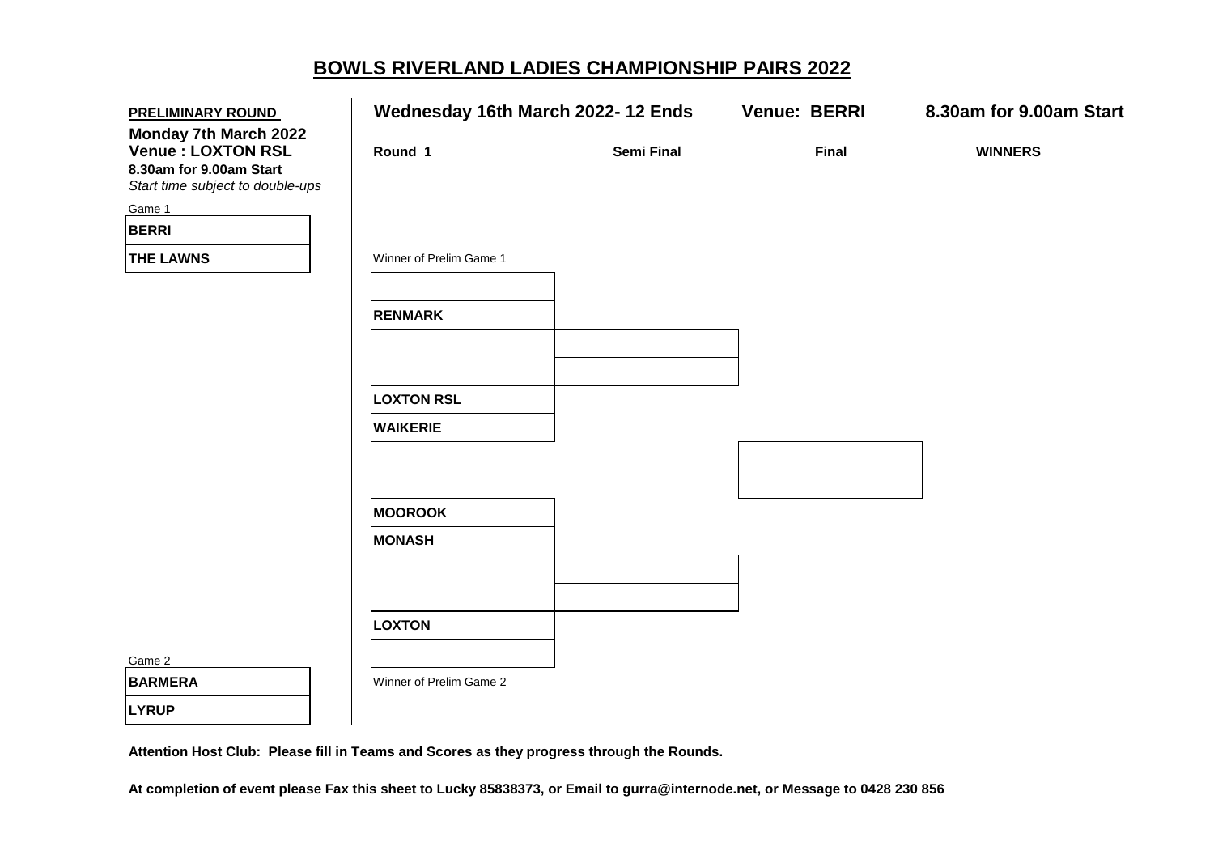# BOWLS RIVERLAND LADIES CHAMPIONSHIP PAIRS 2022

**PRELIMINARY ROUND**

**Monday 7th March 2022**
**Venue : LOXTON RSL**
**8.30am for 9.00am Start**
*Start time subject to double-ups*

Game 1

| BERRI |
|---|
| THE LAWNS |

Game 2

| BARMERA |
|---|
| LYRUP |

**Wednesday 16th March 2022- 12 Ends** **Venue: BERRI** **8.30am for 9.00am Start**

| Round 1 | Semi Final | Final | WINNERS |
|---|---|---|---|
| Winner of Prelim Game 1 | | | |
| | | | |
| RENMARK | | | |
| | | | |
| | | | |
| LOXTON RSL | | | |
| WAIKERIE | | | |
| | | | |
| | | | |
| MOOROOK | | | |
| MONASH | | | |
| | | | |
| | | | |
| LOXTON | | | |
| | | | |
| Winner of Prelim Game 2 | | | |

**Attention Host Club: Please fill in Teams and Scores as they progress through the Rounds.**

**At completion of event please Fax this sheet to Lucky 85838373, or Email to gurra@internode.net, or Message to 0428 230 856**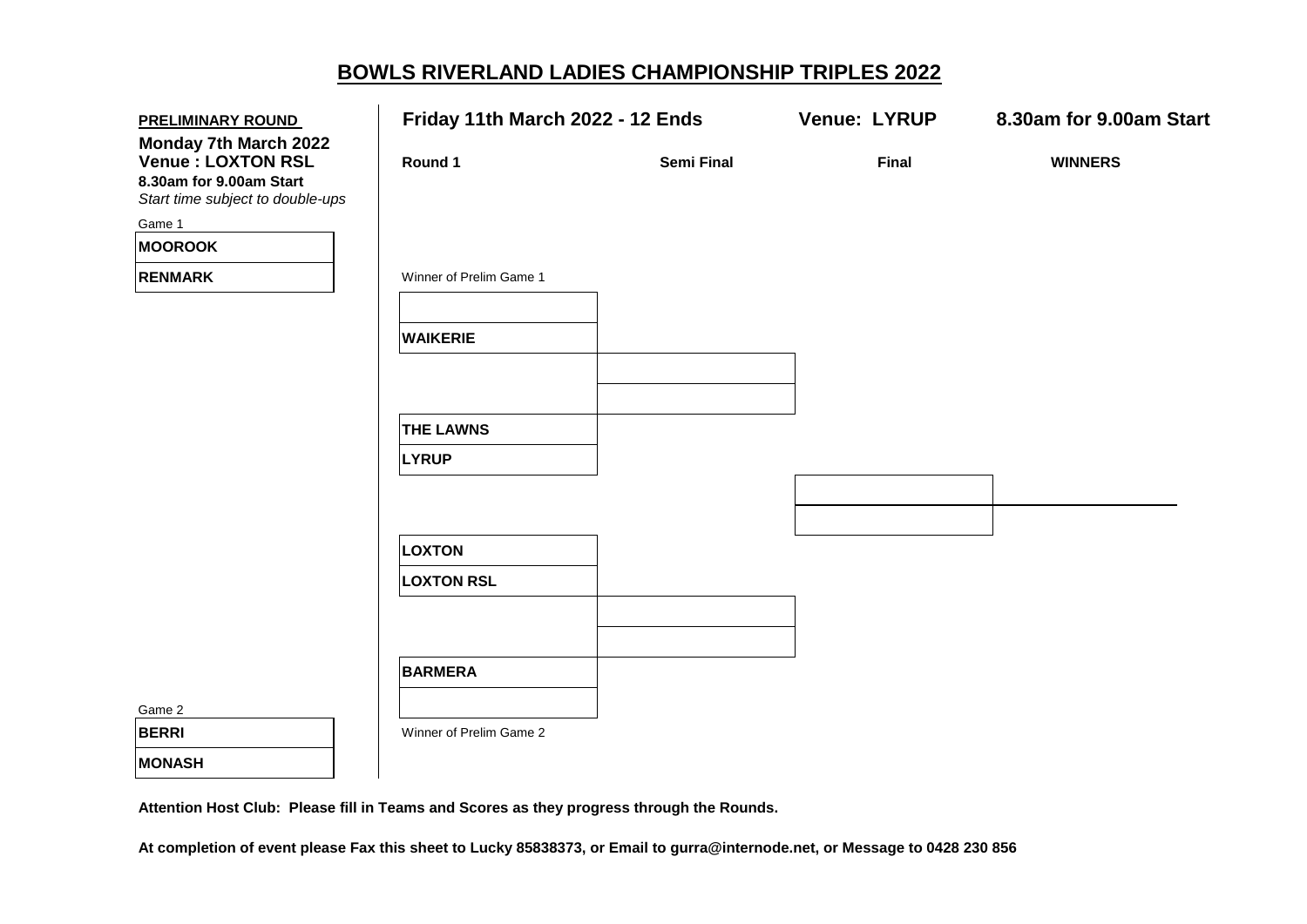# BOWLS RIVERLAND LADIES CHAMPIONSHIP TRIPLES 2022

**PRELIMINARY ROUND**

**Monday 7th March 2022**
**Venue : LOXTON RSL**
**8.30am for 9.00am Start**
*Start time subject to double-ups*

Game 1

| |
|---|
| **MOOROOK** |
| **RENMARK** |

Game 2

| |
|---|
| **BERRI** |
| **MONASH** |

**Friday 11th March 2022 - 12 Ends** **Venue: LYRUP** **8.30am for 9.00am Start**

| Round 1 | Semi Final | Final | WINNERS |
|---|---|---|---|
| Winner of Prelim Game 1 | | | |
| | | | |
| **WAIKERIE** | | | |
| | | | |
| | | | |
| **THE LAWNS** | | | |
| **LYRUP** | | | |
| | | | |
| | | | |
| **LOXTON** | | | |
| **LOXTON RSL** | | | |
| | | | |
| | | | |
| **BARMERA** | | | |
| | | | |
| Winner of Prelim Game 2 | | | |

**Attention Host Club: Please fill in Teams and Scores as they progress through the Rounds.**

**At completion of event please Fax this sheet to Lucky 85838373, or Email to gurra@internode.net, or Message to 0428 230 856**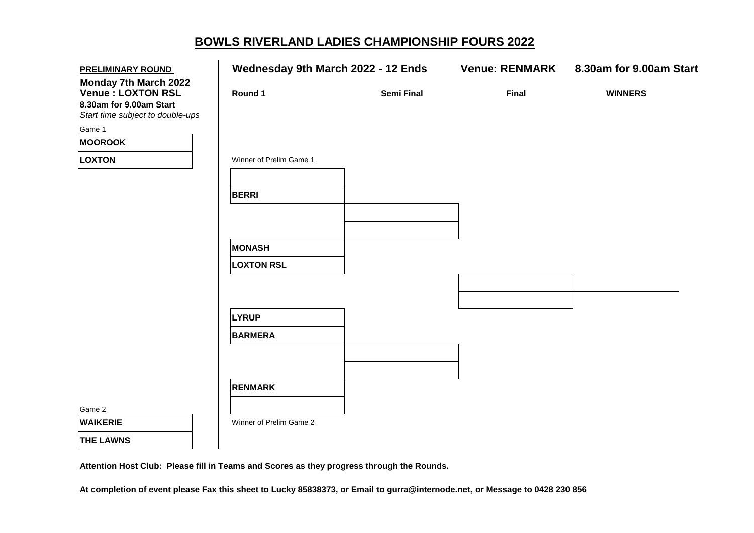# BOWLS RIVERLAND LADIES CHAMPIONSHIP FOURS 2022

**PRELIMINARY ROUND**

**Monday 7th March 2022**
**Venue : LOXTON RSL**
**8.30am for 9.00am Start**
*Start time subject to double-ups*

Game 1

| |
|---|
| **MOOROOK** |
| **LOXTON** |

Game 2

| |
|---|
| **WAIKERIE** |
| **THE LAWNS** |

**Wednesday 9th March 2022 - 12 Ends** **Venue: RENMARK** **8.30am for 9.00am Start**

| Round 1 | Semi Final | Final | WINNERS |
|---|---|---|---|
| Winner of Prelim Game 1 | | | |
| | | | |
| **BERRI** | | | |
| | | | |
| | | | |
| **MONASH** | | | |
| **LOXTON RSL** | | | |
| | | | |
| | | | |
| **LYRUP** | | | |
| **BARMERA** | | | |
| | | | |
| | | | |
| **RENMARK** | | | |
| | | | |
| Winner of Prelim Game 2 | | | |

**Attention Host Club: Please fill in Teams and Scores as they progress through the Rounds.**

**At completion of event please Fax this sheet to Lucky 85838373, or Email to gurra@internode.net, or Message to 0428 230 856**